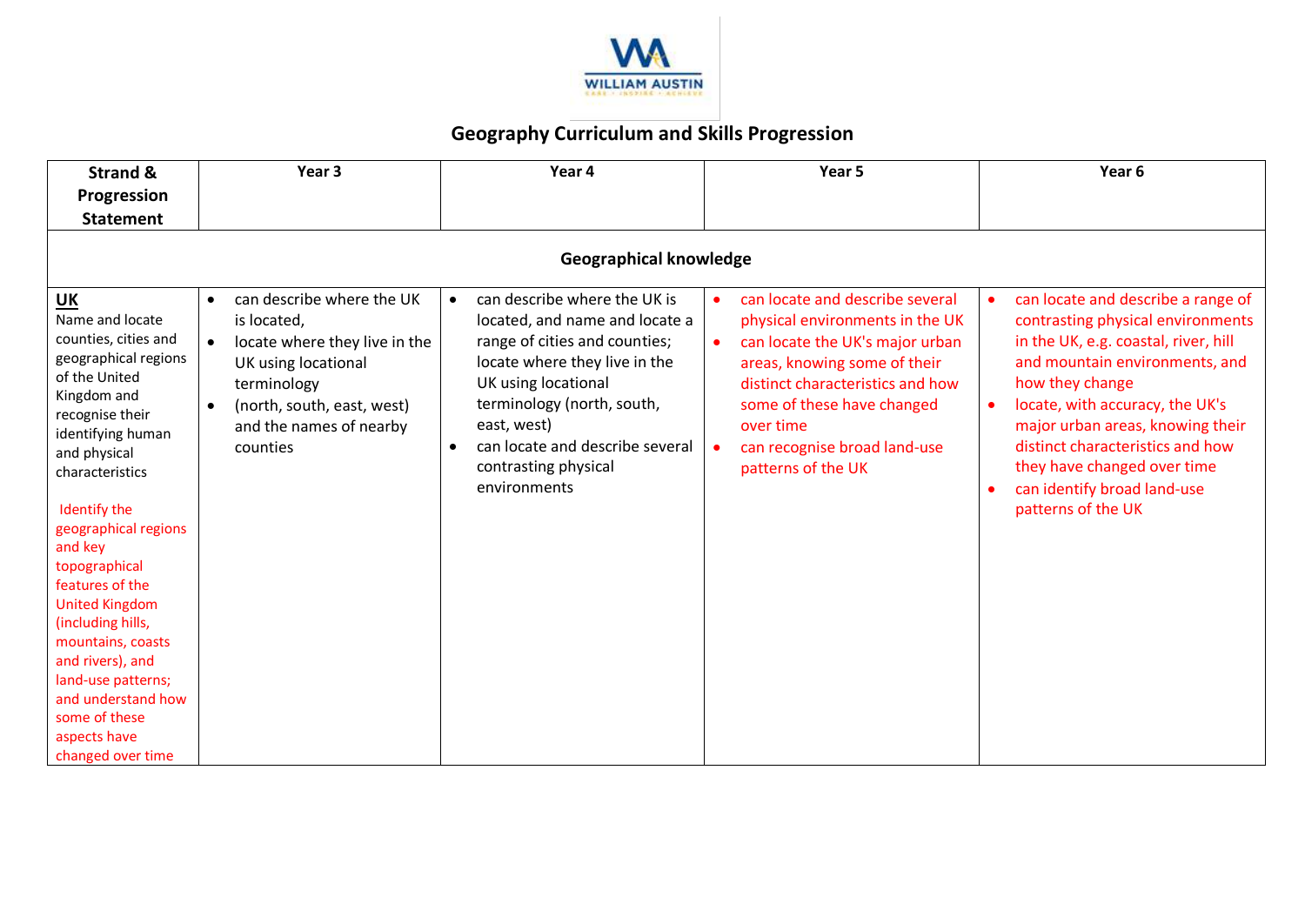WILLIAM AUSTIN

# Geography Curriculum and Skills Progression

| Strand & Progression Statement | Year 3 | Year 4 | Year 5 | Year 6 |
|---|---|---|---|---|
| **Geographical knowledge** | | | | |
| **UK**<br>Name and locate counties, cities and geographical regions of the United Kingdom and recognise their identifying human and physical characteristics<br><br>Identify the geographical regions and key topographical features of the United Kingdom (including hills, mountains, coasts and rivers), and land-use patterns; and understand how some of these aspects have changed over time | • can describe where the UK is located,<br>• locate where they live in the UK using locational terminology<br>• (north, south, east, west) and the names of nearby counties | • can describe where the UK is located, and name and locate a range of cities and counties; locate where they live in the UK using locational terminology (north, south, east, west)<br>• can locate and describe several contrasting physical environments | • can locate and describe several physical environments in the UK<br>• can locate the UK's major urban areas, knowing some of their distinct characteristics and how some of these have changed over time<br>• can recognise broad land-use patterns of the UK | • can locate and describe a range of contrasting physical environments in the UK, e.g. coastal, river, hill and mountain environments, and how they change<br>• locate, with accuracy, the UK's major urban areas, knowing their distinct characteristics and how they have changed over time<br>• can identify broad land-use patterns of the UK |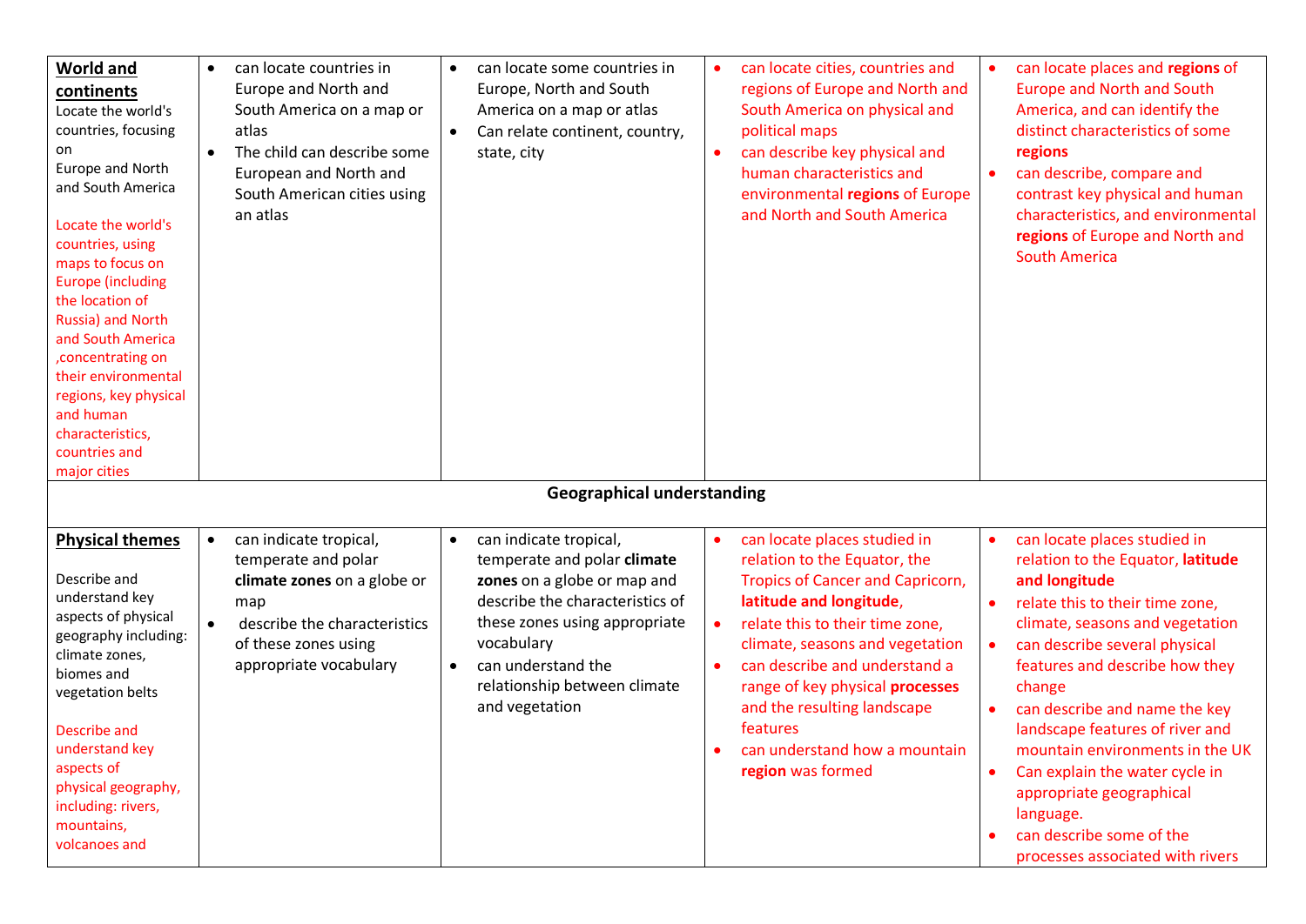| **World and continents**<br>Locate the world's countries, focusing on Europe and North and South America<br><br>Locate the world's countries, using maps to focus on Europe (including the location of Russia) and North and South America ,concentrating on their environmental regions, key physical and human characteristics, countries and major cities | • can locate countries in Europe and North and South America on a map or atlas<br>• The child can describe some European and North and South American cities using an atlas | • can locate some countries in Europe, North and South America on a map or atlas<br>• Can relate continent, country, state, city | • can locate cities, countries and regions of Europe and North and South America on physical and political maps<br>• can describe key physical and human characteristics and environmental **regions** of Europe and North and South America | • can locate places and **regions** of Europe and North and South America, and can identify the distinct characteristics of some **regions**<br>• can describe, compare and contrast key physical and human characteristics, and environmental **regions** of Europe and North and South America |
|---|---|---|---|---|
| **Geographical understanding** | | | | |
| **Physical themes**<br><br>Describe and understand key aspects of physical geography including: climate zones, biomes and vegetation belts<br><br>Describe and understand key aspects of physical geography, including: rivers, mountains, volcanoes and | • can indicate tropical, temperate and polar **climate zones** on a globe or map<br>• describe the characteristics of these zones using appropriate vocabulary | • can indicate tropical, temperate and polar **climate zones** on a globe or map and describe the characteristics of these zones using appropriate vocabulary<br>• can understand the relationship between climate and vegetation | • can locate places studied in relation to the Equator, the Tropics of Cancer and Capricorn, **latitude and longitude**,<br>• relate this to their time zone, climate, seasons and vegetation<br>• can describe and understand a range of key physical **processes** and the resulting landscape features<br>• can understand how a mountain **region** was formed | • can locate places studied in relation to the Equator, **latitude and longitude**<br>• relate this to their time zone, climate, seasons and vegetation<br>• can describe several physical features and describe how they change<br>• can describe and name the key landscape features of river and mountain environments in the UK<br>• Can explain the water cycle in appropriate geographical language.<br>• can describe some of the processes associated with rivers |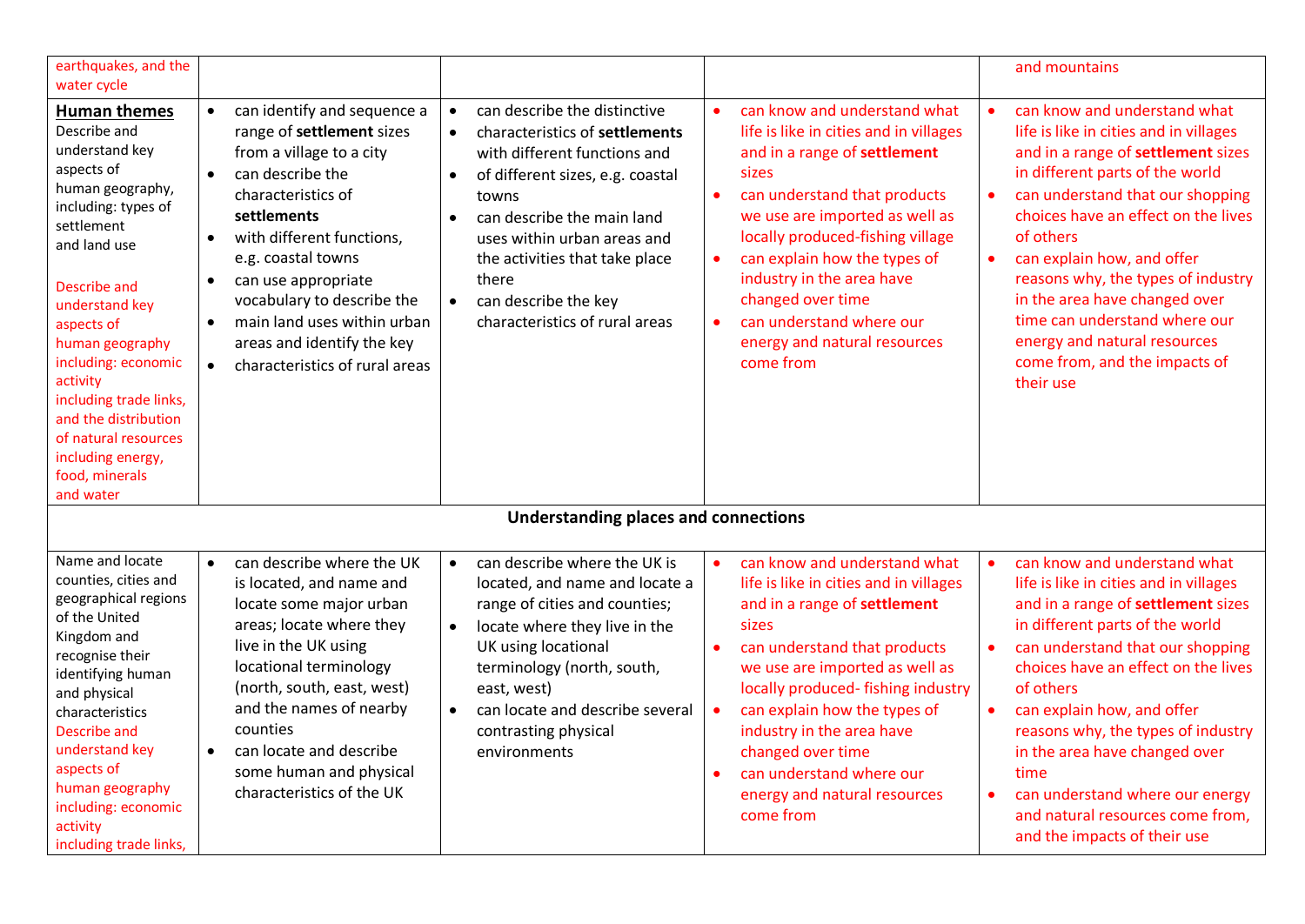| | | | | |
|---|---|---|---|---|
| earthquakes, and the water cycle | | | | and mountains |
| **Human themes**<br>Describe and understand key aspects of human geography, including: types of settlement and land use<br><br>Describe and understand key aspects of human geography including: economic activity including trade links, and the distribution of natural resources including energy, food, minerals and water | • can identify and sequence a range of **settlement** sizes from a village to a city<br>• can describe the characteristics of **settlements**<br>• with different functions, e.g. coastal towns<br>• can use appropriate vocabulary to describe the<br>• main land uses within urban areas and identify the key<br>• characteristics of rural areas | • can describe the distinctive<br>• characteristics of **settlements** with different functions and<br>• of different sizes, e.g. coastal towns<br>• can describe the main land uses within urban areas and the activities that take place there<br>• can describe the key characteristics of rural areas | • can know and understand what life is like in cities and in villages and in a range of **settlement** sizes<br>• can understand that products we use are imported as well as locally produced-fishing village<br>• can explain how the types of industry in the area have changed over time<br>• can understand where our energy and natural resources come from | • can know and understand what life is like in cities and in villages and in a range of **settlement** sizes in different parts of the world<br>• can understand that our shopping choices have an effect on the lives of others<br>• can explain how, and offer reasons why, the types of industry in the area have changed over time can understand where our energy and natural resources come from, and the impacts of their use |
| **Understanding places and connections** | | | | |
| Name and locate counties, cities and geographical regions of the United Kingdom and recognise their identifying human and physical characteristics<br>Describe and understand key aspects of human geography including: economic activity including trade links, | • can describe where the UK is located, and name and locate some major urban areas; locate where they live in the UK using locational terminology (north, south, east, west) and the names of nearby counties<br>• can locate and describe some human and physical characteristics of the UK | • can describe where the UK is located, and name and locate a range of cities and counties;<br>• locate where they live in the UK using locational terminology (north, south, east, west)<br>• can locate and describe several contrasting physical environments | • can know and understand what life is like in cities and in villages and in a range of **settlement** sizes<br>• can understand that products we use are imported as well as locally produced- fishing industry<br>• can explain how the types of industry in the area have changed over time<br>• can understand where our energy and natural resources come from | • can know and understand what life is like in cities and in villages and in a range of **settlement** sizes in different parts of the world<br>• can understand that our shopping choices have an effect on the lives of others<br>• can explain how, and offer reasons why, the types of industry in the area have changed over time<br>• can understand where our energy and natural resources come from, and the impacts of their use |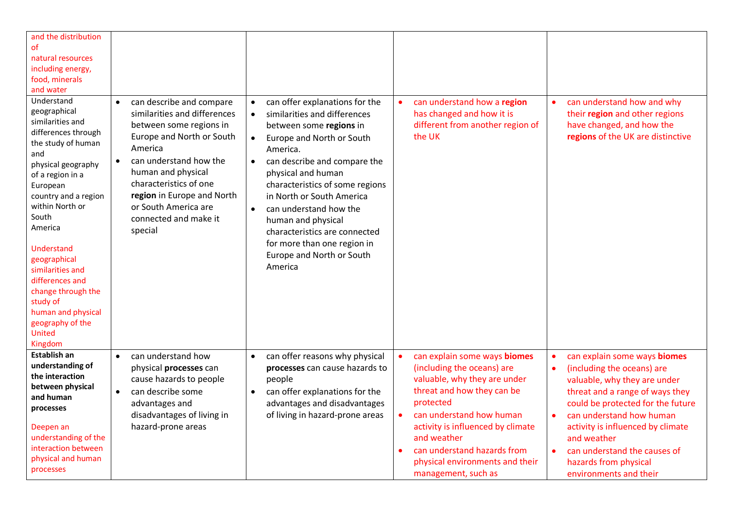| | | | | |
|---|---|---|---|---|
| and the distribution of natural resources including energy, food, minerals and water | | | | |
| Understand geographical similarities and differences through the study of human and physical geography of a region in a European country and a region within North or South America<br><br>Understand geographical similarities and differences and change through the study of human and physical geography of the United Kingdom | • can describe and compare similarities and differences between some regions in Europe and North or South America<br>• can understand how the human and physical characteristics of one **region** in Europe and North or South America are connected and make it special | • can offer explanations for the<br>• similarities and differences between some **regions** in<br>• Europe and North or South America.<br>• can describe and compare the physical and human characteristics of some regions in North or South America<br>• can understand how the human and physical characteristics are connected for more than one region in Europe and North or South America | • can understand how a **region** has changed and how it is different from another region of the UK | • can understand how and why their **region** and other regions have changed, and how the **regions** of the UK are distinctive |
| **Establish an understanding of the interaction between physical and human processes**<br><br>Deepen an understanding of the interaction between physical and human processes | • can understand how physical **processes** can cause hazards to people<br>• can describe some advantages and disadvantages of living in hazard-prone areas | • can offer reasons why physical **processes** can cause hazards to people<br>• can offer explanations for the advantages and disadvantages of living in hazard-prone areas | • can explain some ways **biomes** (including the oceans) are valuable, why they are under threat and how they can be protected<br>• can understand how human activity is influenced by climate and weather<br>• can understand hazards from physical environments and their management, such as | • can explain some ways **biomes**<br>• (including the oceans) are valuable, why they are under threat and a range of ways they could be protected for the future<br>• can understand how human activity is influenced by climate and weather<br>• can understand the causes of hazards from physical environments and their |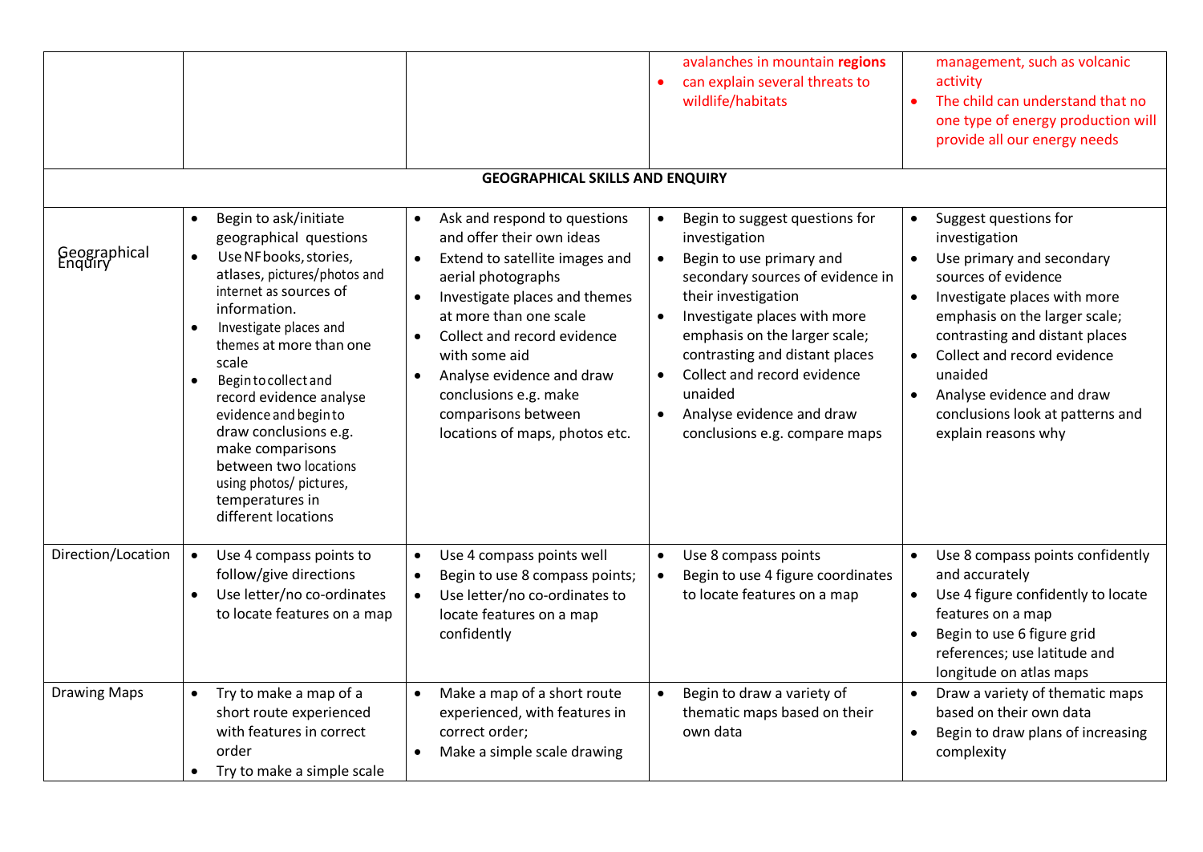| | | | | |
|---|---|---|---|---|
| | | | avalanches in mountain **regions**<br>• can explain several threats to wildlife/habitats | management, such as volcanic activity<br>• The child can understand that no one type of energy production will provide all our energy needs |
| **GEOGRAPHICAL SKILLS AND ENQUIRY** | | | | |
| Geographical Enquiry | • Begin to ask/initiate geographical questions<br>• Use NF books, stories, atlases, pictures/photos and internet as sources of information.<br>• Investigate places and themes at more than one scale<br>• Begin to collect and record evidence analyse evidence and begin to draw conclusions e.g. make comparisons between two locations using photos/ pictures, temperatures in different locations | • Ask and respond to questions and offer their own ideas<br>• Extend to satellite images and aerial photographs<br>• Investigate places and themes at more than one scale<br>• Collect and record evidence with some aid<br>• Analyse evidence and draw conclusions e.g. make comparisons between locations of maps, photos etc. | • Begin to suggest questions for investigation<br>• Begin to use primary and secondary sources of evidence in their investigation<br>• Investigate places with more emphasis on the larger scale; contrasting and distant places<br>• Collect and record evidence unaided<br>• Analyse evidence and draw conclusions e.g. compare maps | • Suggest questions for investigation<br>• Use primary and secondary sources of evidence<br>• Investigate places with more emphasis on the larger scale; contrasting and distant places<br>• Collect and record evidence unaided<br>• Analyse evidence and draw conclusions look at patterns and explain reasons why |
| Direction/Location | • Use 4 compass points to follow/give directions<br>• Use letter/no co-ordinates to locate features on a map | • Use 4 compass points well<br>• Begin to use 8 compass points;<br>• Use letter/no co-ordinates to locate features on a map confidently | • Use 8 compass points<br>• Begin to use 4 figure coordinates to locate features on a map | • Use 8 compass points confidently and accurately<br>• Use 4 figure confidently to locate features on a map<br>• Begin to use 6 figure grid references; use latitude and longitude on atlas maps |
| Drawing Maps | • Try to make a map of a short route experienced with features in correct order<br>• Try to make a simple scale | • Make a map of a short route experienced, with features in correct order;<br>• Make a simple scale drawing | • Begin to draw a variety of thematic maps based on their own data | • Draw a variety of thematic maps based on their own data<br>• Begin to draw plans of increasing complexity |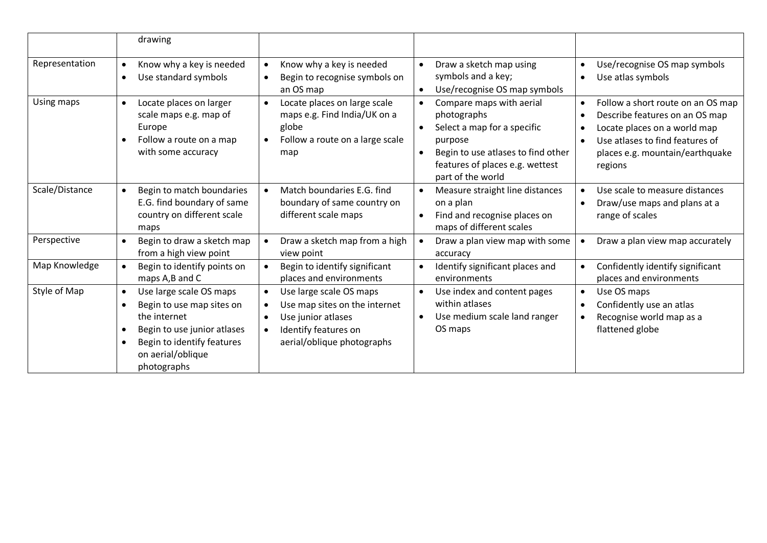| | | | | |
|---|---|---|---|---|
| | drawing | | | |
| Representation | • Know why a key is needed<br>• Use standard symbols | • Know why a key is needed<br>• Begin to recognise symbols on an OS map | • Draw a sketch map using symbols and a key;<br>• Use/recognise OS map symbols | • Use/recognise OS map symbols<br>• Use atlas symbols |
| Using maps | • Locate places on larger scale maps e.g. map of Europe<br>• Follow a route on a map with some accuracy | • Locate places on large scale maps e.g. Find India/UK on a globe<br>• Follow a route on a large scale map | • Compare maps with aerial photographs<br>• Select a map for a specific purpose<br>• Begin to use atlases to find other features of places e.g. wettest part of the world | • Follow a short route on an OS map<br>• Describe features on an OS map<br>• Locate places on a world map<br>• Use atlases to find features of places e.g. mountain/earthquake regions |
| Scale/Distance | • Begin to match boundaries E.G. find boundary of same country on different scale maps | • Match boundaries E.G. find boundary of same country on different scale maps | • Measure straight line distances on a plan<br>• Find and recognise places on maps of different scales | • Use scale to measure distances<br>• Draw/use maps and plans at a range of scales |
| Perspective | • Begin to draw a sketch map from a high view point | • Draw a sketch map from a high view point | • Draw a plan view map with some accuracy | • Draw a plan view map accurately |
| Map Knowledge | • Begin to identify points on maps A,B and C | • Begin to identify significant places and environments | • Identify significant places and environments | • Confidently identify significant places and environments |
| Style of Map | • Use large scale OS maps<br>• Begin to use map sites on the internet<br>• Begin to use junior atlases<br>• Begin to identify features on aerial/oblique photographs | • Use large scale OS maps<br>• Use map sites on the internet<br>• Use junior atlases<br>• Identify features on aerial/oblique photographs | • Use index and content pages within atlases<br>• Use medium scale land ranger OS maps | • Use OS maps<br>• Confidently use an atlas<br>• Recognise world map as a flattened globe |